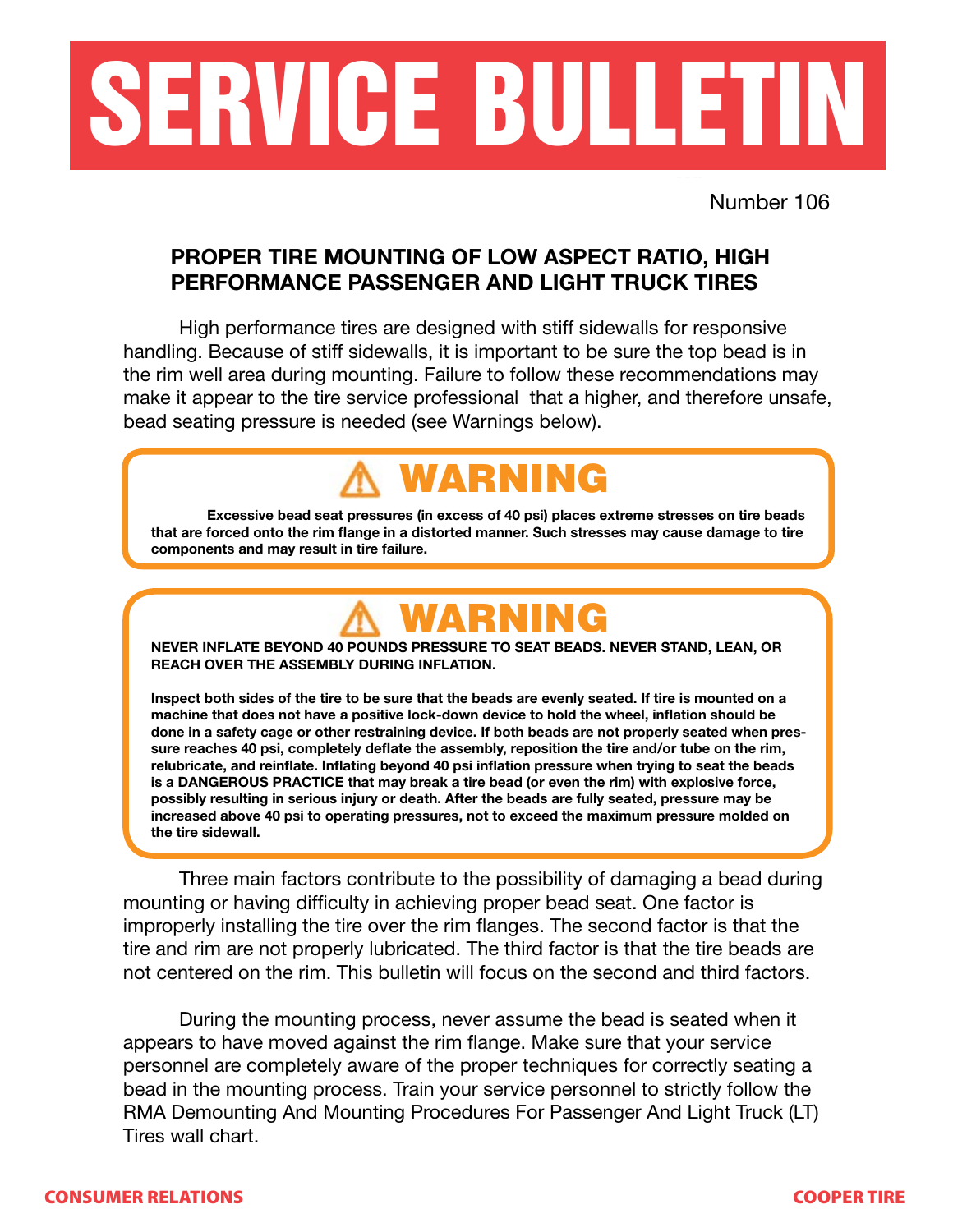# SERVICE BULLETIN

Number 106

## PROPER TIRE MOUNTING OF LOW ASPECT RATIO, HIGH PERFORMANCE PASSENGER AND LIGHT TRUCK TIRES

High performance tires are designed with stiff sidewalls for responsive handling. Because of stiff sidewalls, it is important to be sure the top bead is in the rim well area during mounting. Failure to follow these recommendations may make it appear to the tire service professional that a higher, and therefore unsafe, bead seating pressure is needed (see Warnings below).

### ⚠ WARNING

**Excessive bead seat pressures (in excess of 40 psi) places extreme stresses on tire beads that are forced onto the rim flange in a distorted manner. Such stresses may cause damage to tire components and may result in tire failure.**

### ⚠ WARNING

**NEVER INFLATE BEYOND 40 POUNDS PRESSURE TO SEAT BEADS. NEVER STAND, LEAN, OR REACH OVER THE ASSEMBLY DURING INFLATION.**

**Inspect both sides of the tire to be sure that the beads are evenly seated. If tire is mounted on a machine that does not have a positive lock-down device to hold the wheel, inflation should be done in a safety cage or other restraining device. If both beads are not properly seated when pressure reaches 40 psi, completely deflate the assembly, reposition the tire and/or tube on the rim, relubricate, and reinflate. Inflating beyond 40 psi inflation pressure when trying to seat the beads is a DANGEROUS PRACTICE that may break a tire bead (or even the rim) with explosive force, possibly resulting in serious injury or death. After the beads are fully seated, pressure may be increased above 40 psi to operating pressures, not to exceed the maximum pressure molded on the tire sidewall.**

Three main factors contribute to the possibility of damaging a bead during mounting or having difficulty in achieving proper bead seat. One factor is improperly installing the tire over the rim flanges. The second factor is that the tire and rim are not properly lubricated. The third factor is that the tire beads are not centered on the rim. This bulletin will focus on the second and third factors.

During the mounting process, never assume the bead is seated when it appears to have moved against the rim flange. Make sure that your service personnel are completely aware of the proper techniques for correctly seating a bead in the mounting process. Train your service personnel to strictly follow the RMA Demounting And Mounting Procedures For Passenger And Light Truck (LT) Tires wall chart.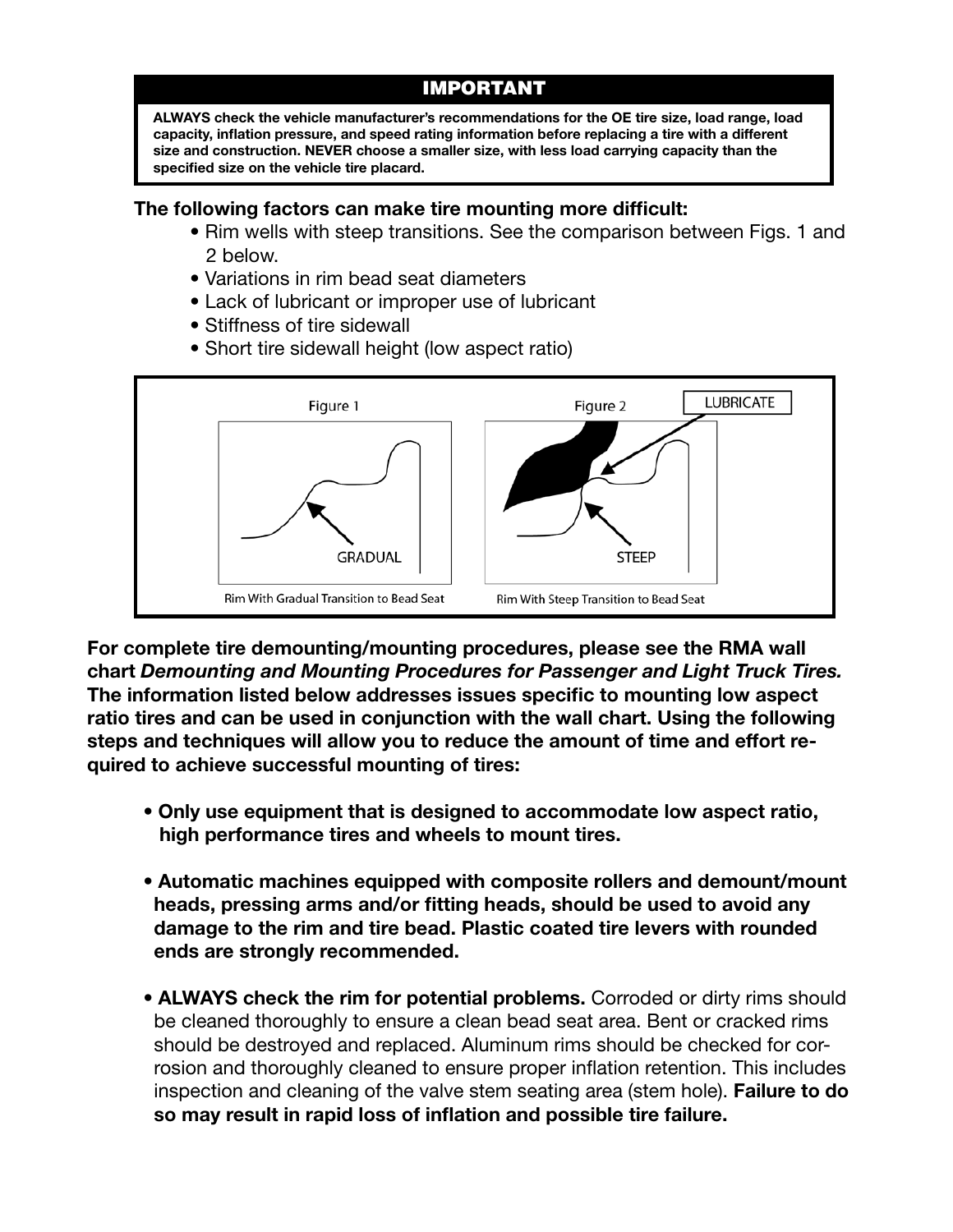## IMPORTANT

**ALWAYS check the vehicle manufacturer's recommendations for the OE tire size, load range, load capacity, inflation pressure, and speed rating information before replacing a tire with a different size and construction. NEVER choose a smaller size, with less load carrying capacity than the specified size on the vehicle tire placard.**

**The following factors can make tire mounting more difficult:**

- Rim wells with steep transitions. See the comparison between Figs. 1 and 2 below.
- Variations in rim bead seat diameters
- Lack of lubricant or improper use of lubricant
- Stiffness of tire sidewall
- Short tire sidewall height (low aspect ratio)

Figure 1 — GRADUAL — Rim With Gradual Transition to Bead Seat

Figure 2 — LUBRICATE — STEEP — Rim With Steep Transition to Bead Seat

**For complete tire demounting/mounting procedures, please see the RMA wall chart *Demounting and Mounting Procedures for Passenger and Light Truck Tires.* The information listed below addresses issues specific to mounting low aspect ratio tires and can be used in conjunction with the wall chart. Using the following steps and techniques will allow you to reduce the amount of time and effort required to achieve successful mounting of tires:**

- **Only use equipment that is designed to accommodate low aspect ratio, high performance tires and wheels to mount tires.**
- **Automatic machines equipped with composite rollers and demount/mount heads, pressing arms and/or fitting heads, should be used to avoid any damage to the rim and tire bead. Plastic coated tire levers with rounded ends are strongly recommended.**
- **ALWAYS check the rim for potential problems.** Corroded or dirty rims should be cleaned thoroughly to ensure a clean bead seat area. Bent or cracked rims should be destroyed and replaced. Aluminum rims should be checked for corrosion and thoroughly cleaned to ensure proper inflation retention. This includes inspection and cleaning of the valve stem seating area (stem hole). **Failure to do so may result in rapid loss of inflation and possible tire failure.**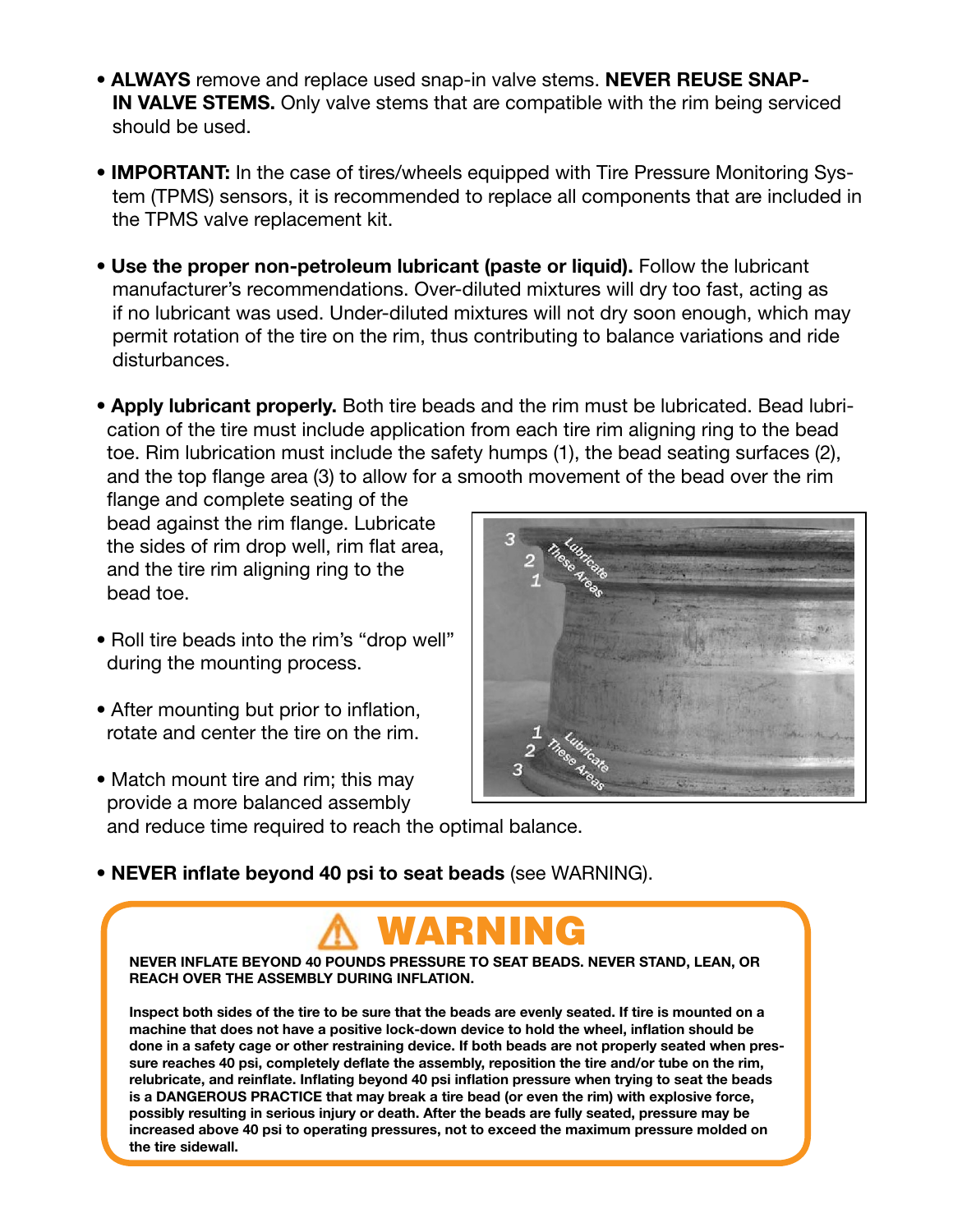- **ALWAYS** remove and replace used snap-in valve stems. **NEVER REUSE SNAP-IN VALVE STEMS.** Only valve stems that are compatible with the rim being serviced should be used.

- **IMPORTANT:** In the case of tires/wheels equipped with Tire Pressure Monitoring System (TPMS) sensors, it is recommended to replace all components that are included in the TPMS valve replacement kit.

- **Use the proper non-petroleum lubricant (paste or liquid).** Follow the lubricant manufacturer's recommendations. Over-diluted mixtures will dry too fast, acting as if no lubricant was used. Under-diluted mixtures will not dry soon enough, which may permit rotation of the tire on the rim, thus contributing to balance variations and ride disturbances.

- **Apply lubricant properly.** Both tire beads and the rim must be lubricated. Bead lubrication of the tire must include application from each tire rim aligning ring to the bead toe. Rim lubrication must include the safety humps (1), the bead seating surfaces (2), and the top flange area (3) to allow for a smooth movement of the bead over the rim flange and complete seating of the bead against the rim flange. Lubricate the sides of rim drop well, rim flat area, and the tire rim aligning ring to the bead toe.

- Roll tire beads into the rim's "drop well" during the mounting process.

- After mounting but prior to inflation, rotate and center the tire on the rim.

- Match mount tire and rim; this may provide a more balanced assembly and reduce time required to reach the optimal balance.

- **NEVER inflate beyond 40 psi to seat beads** (see WARNING).

## ⚠ WARNING

**NEVER INFLATE BEYOND 40 POUNDS PRESSURE TO SEAT BEADS. NEVER STAND, LEAN, OR REACH OVER THE ASSEMBLY DURING INFLATION.**

**Inspect both sides of the tire to be sure that the beads are evenly seated. If tire is mounted on a machine that does not have a positive lock-down device to hold the wheel, inflation should be done in a safety cage or other restraining device. If both beads are not properly seated when pressure reaches 40 psi, completely deflate the assembly, reposition the tire and/or tube on the rim, relubricate, and reinflate. Inflating beyond 40 psi inflation pressure when trying to seat the beads is a DANGEROUS PRACTICE that may break a tire bead (or even the rim) with explosive force, possibly resulting in serious injury or death. After the beads are fully seated, pressure may be increased above 40 psi to operating pressures, not to exceed the maximum pressure molded on the tire sidewall.**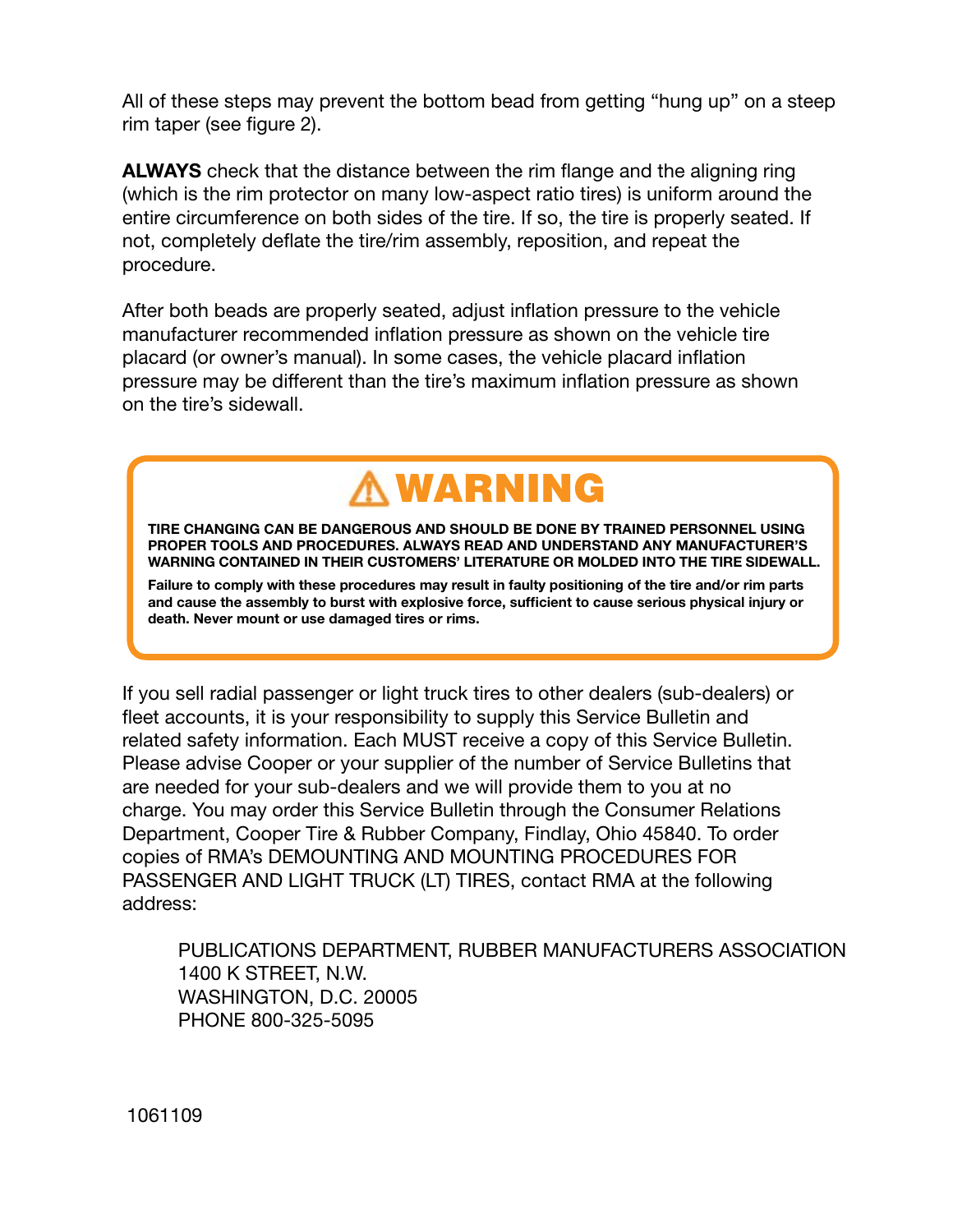All of these steps may prevent the bottom bead from getting "hung up" on a steep rim taper (see figure 2).

**ALWAYS** check that the distance between the rim flange and the aligning ring (which is the rim protector on many low-aspect ratio tires) is uniform around the entire circumference on both sides of the tire. If so, the tire is properly seated. If not, completely deflate the tire/rim assembly, reposition, and repeat the procedure.

After both beads are properly seated, adjust inflation pressure to the vehicle manufacturer recommended inflation pressure as shown on the vehicle tire placard (or owner's manual). In some cases, the vehicle placard inflation pressure may be different than the tire's maximum inflation pressure as shown on the tire's sidewall.

## ⚠ WARNING

**TIRE CHANGING CAN BE DANGEROUS AND SHOULD BE DONE BY TRAINED PERSONNEL USING PROPER TOOLS AND PROCEDURES. ALWAYS READ AND UNDERSTAND ANY MANUFACTURER'S WARNING CONTAINED IN THEIR CUSTOMERS' LITERATURE OR MOLDED INTO THE TIRE SIDEWALL.**

**Failure to comply with these procedures may result in faulty positioning of the tire and/or rim parts and cause the assembly to burst with explosive force, sufficient to cause serious physical injury or death. Never mount or use damaged tires or rims.**

If you sell radial passenger or light truck tires to other dealers (sub-dealers) or fleet accounts, it is your responsibility to supply this Service Bulletin and related safety information. Each MUST receive a copy of this Service Bulletin. Please advise Cooper or your supplier of the number of Service Bulletins that are needed for your sub-dealers and we will provide them to you at no charge. You may order this Service Bulletin through the Consumer Relations Department, Cooper Tire & Rubber Company, Findlay, Ohio 45840. To order copies of RMA's DEMOUNTING AND MOUNTING PROCEDURES FOR PASSENGER AND LIGHT TRUCK (LT) TIRES, contact RMA at the following address:

PUBLICATIONS DEPARTMENT, RUBBER MANUFACTURERS ASSOCIATION
1400 K STREET, N.W.
WASHINGTON, D.C. 20005
PHONE 800-325-5095

1061109